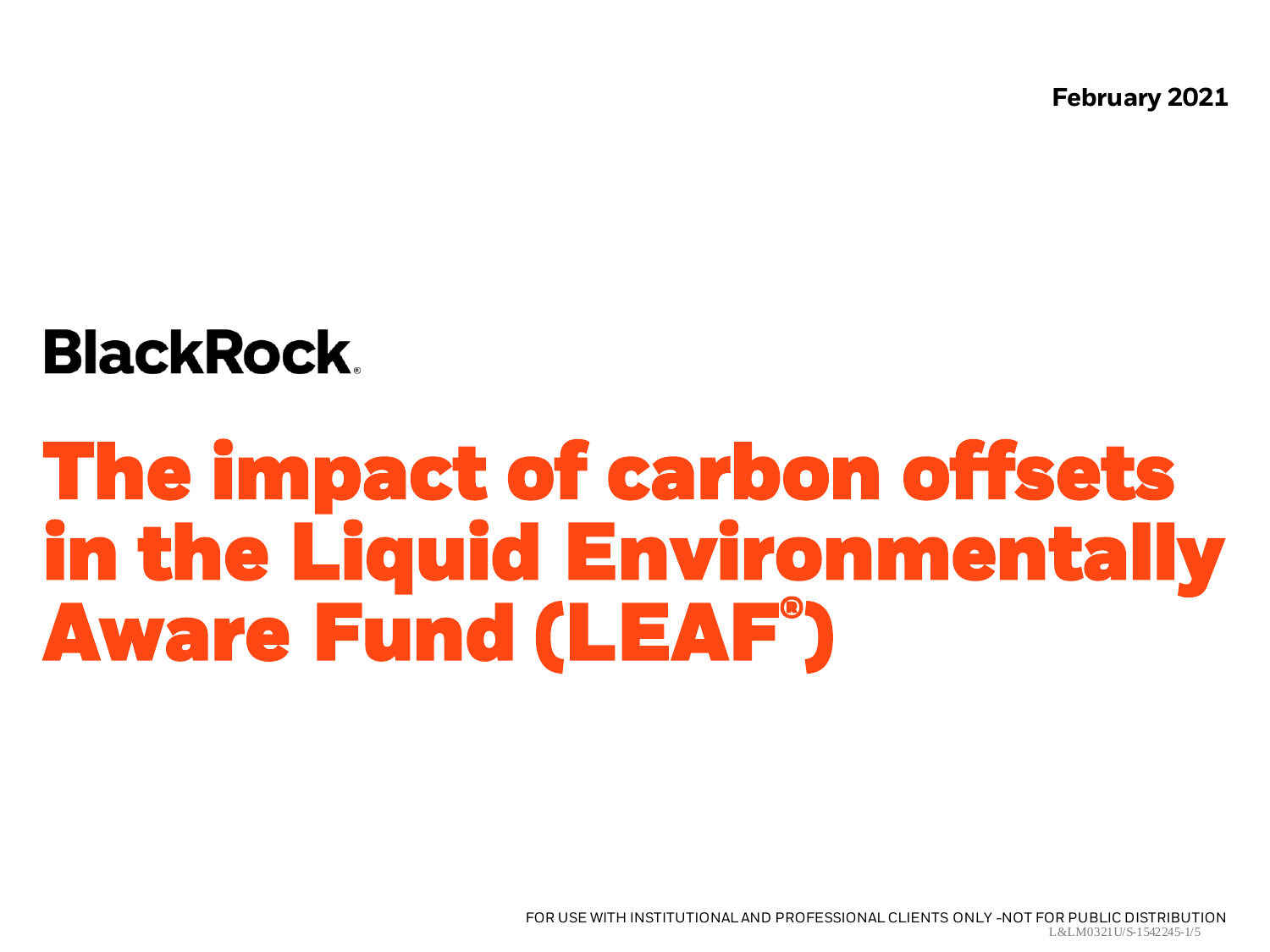February 2021

BlackRock.

# The impact of carbon offsets in the Liquid Environmentally Aware Fund (LEAF®)

FOR USE WITH INSTITUTIONAL AND PROFESSIONAL CLIENTS ONLY -NOT FOR PUBLIC DISTRIBUTION
L&LM0321U/S-1542245-1/5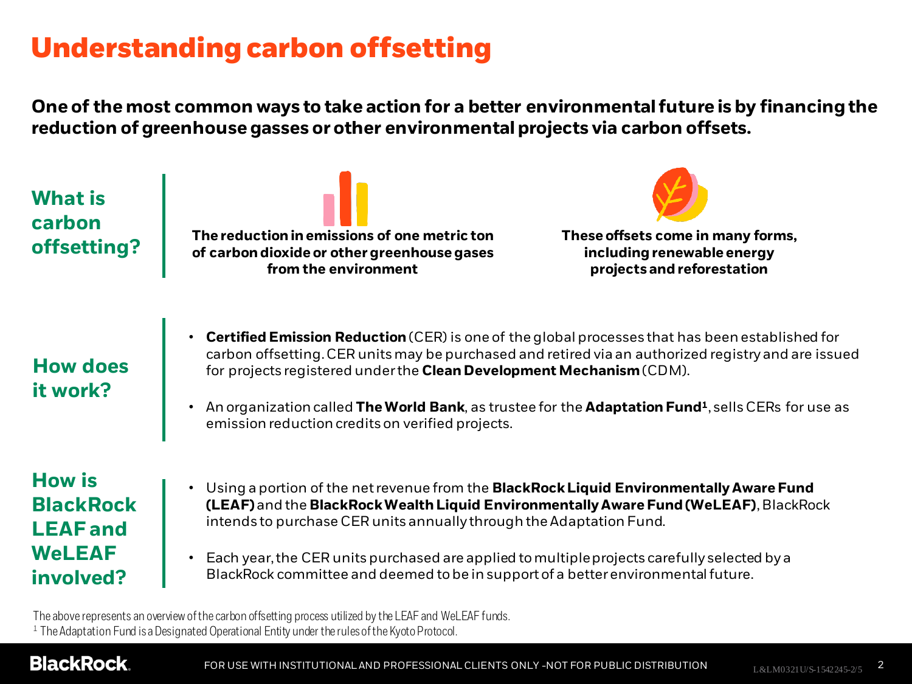# Understanding carbon offsetting

**One of the most common ways to take action for a better environmental future is by financing the reduction of greenhouse gasses or other environmental projects via carbon offsets.**

## What is carbon offsetting?

**The reduction in emissions of one metric ton of carbon dioxide or other greenhouse gases from the environment**

**These offsets come in many forms, including renewable energy projects and reforestation**

## How does it work?

- **Certified Emission Reduction** (CER) is one of the global processes that has been established for carbon offsetting. CER units may be purchased and retired via an authorized registry and are issued for projects registered under the **Clean Development Mechanism** (CDM).
- An organization called **The World Bank**, as trustee for the **Adaptation Fund[1]**, sells CERs for use as emission reduction credits on verified projects.

## How is BlackRock LEAF and WeLEAF involved?

- Using a portion of the net revenue from the **BlackRock Liquid Environmentally Aware Fund (LEAF)** and the **BlackRock Wealth Liquid Environmentally Aware Fund (WeLEAF)**, BlackRock intends to purchase CER units annually through the Adaptation Fund.
- Each year, the CER units purchased are applied to multiple projects carefully selected by a BlackRock committee and deemed to be in support of a better environmental future.

The above represents an overview of the carbon offsetting process utilized by the LEAF and WeLEAF funds.

[1] The Adaptation Fund is a Designated Operational Entity under the rules of the Kyoto Protocol.

FOR USE WITH INSTITUTIONAL AND PROFESSIONAL CLIENTS ONLY -NOT FOR PUBLIC DISTRIBUTION

L&LM0321U/S-1542245-2/5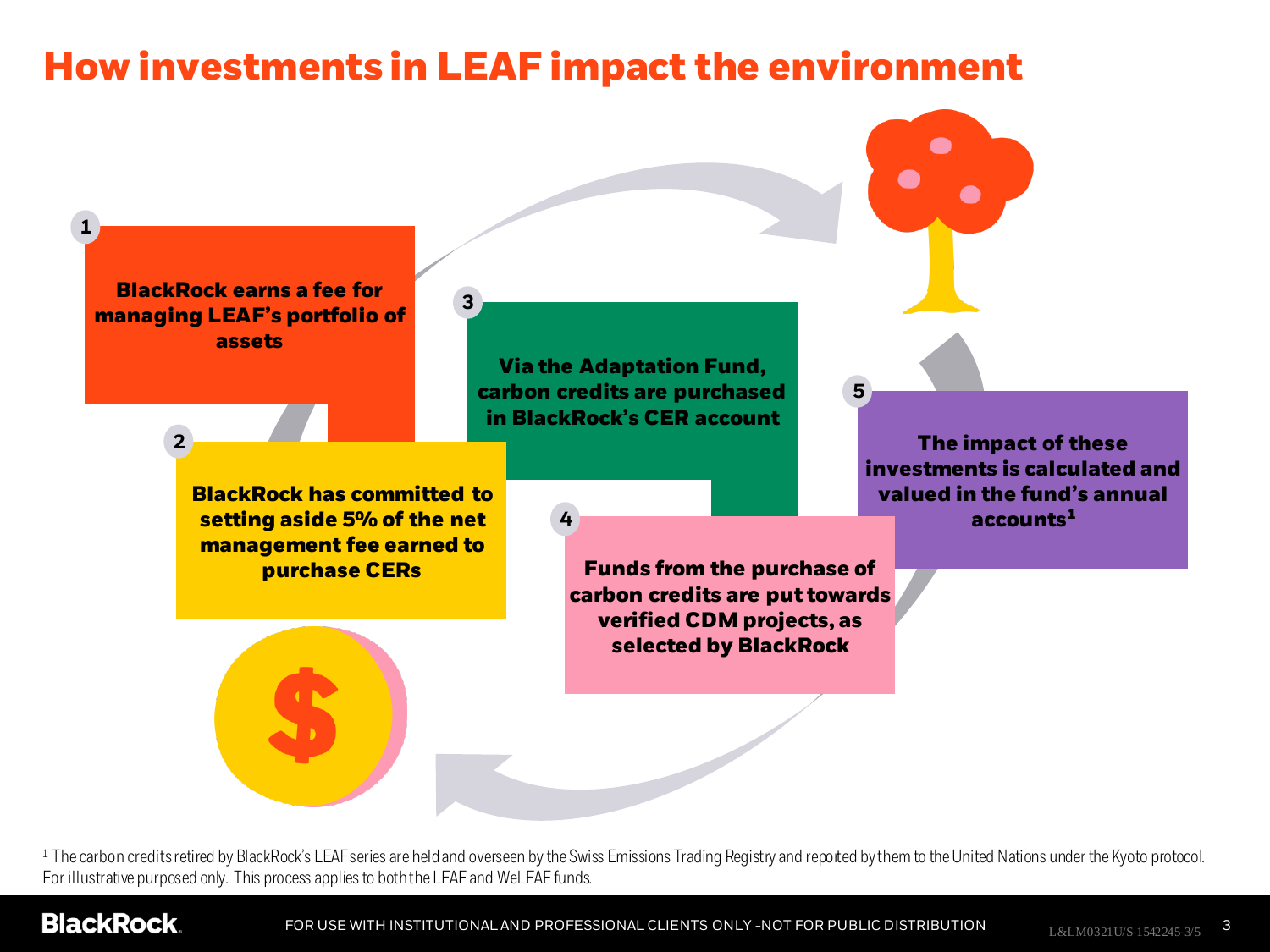# How investments in LEAF impact the environment

1. **BlackRock earns a fee for managing LEAF's portfolio of assets**
2. **BlackRock has committed to setting aside 5% of the net management fee earned to purchase CERs**
3. **Via the Adaptation Fund, carbon credits are purchased in BlackRock's CER account**
4. **Funds from the purchase of carbon credits are put towards verified CDM projects, as selected by BlackRock**
5. **The impact of these investments is calculated and valued in the fund's annual accounts[1]**

[1] The carbon credits retired by BlackRock's LEAF series are held and overseen by the Swiss Emissions Trading Registry and reported by them to the United Nations under the Kyoto protocol. For illustrative purposed only. This process applies to both the LEAF and WeLEAF funds.

FOR USE WITH INSTITUTIONAL AND PROFESSIONAL CLIENTS ONLY -NOT FOR PUBLIC DISTRIBUTION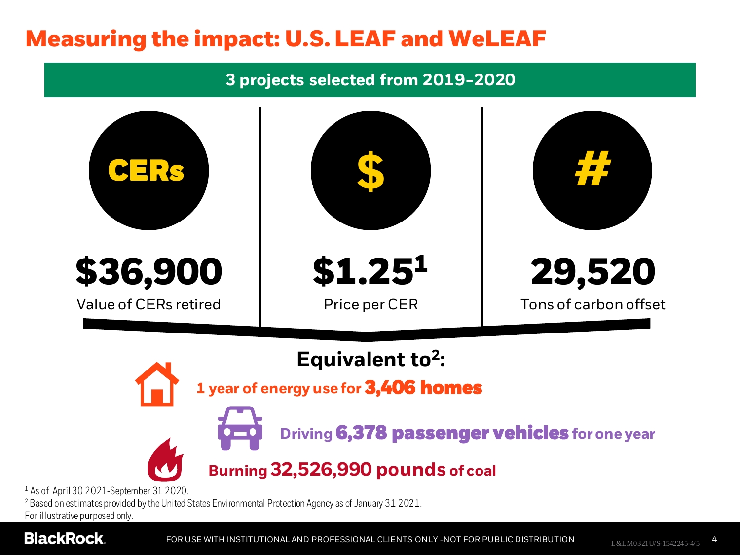# Measuring the impact: U.S. LEAF and WeLEAF

## 3 projects selected from 2019-2020

**CERs**

**$36,900**
Value of CERs retired

**$**

**$1.25**[1]
Price per CER

**#**

**29,520**
Tons of carbon offset

### Equivalent to[2]:

**1 year of energy use for 3,406 homes**

**Driving 6,378 passenger vehicles for one year**

**Burning 32,526,990 pounds of coal**

[1] As of April 30 2021-September 31 2020.
[2] Based on estimates provided by the United States Environmental Protection Agency as of January 31 2021.
For illustrative purposed only.

FOR USE WITH INSTITUTIONAL AND PROFESSIONAL CLIENTS ONLY -NOT FOR PUBLIC DISTRIBUTION

L&LM0321U/S-1542245-4/5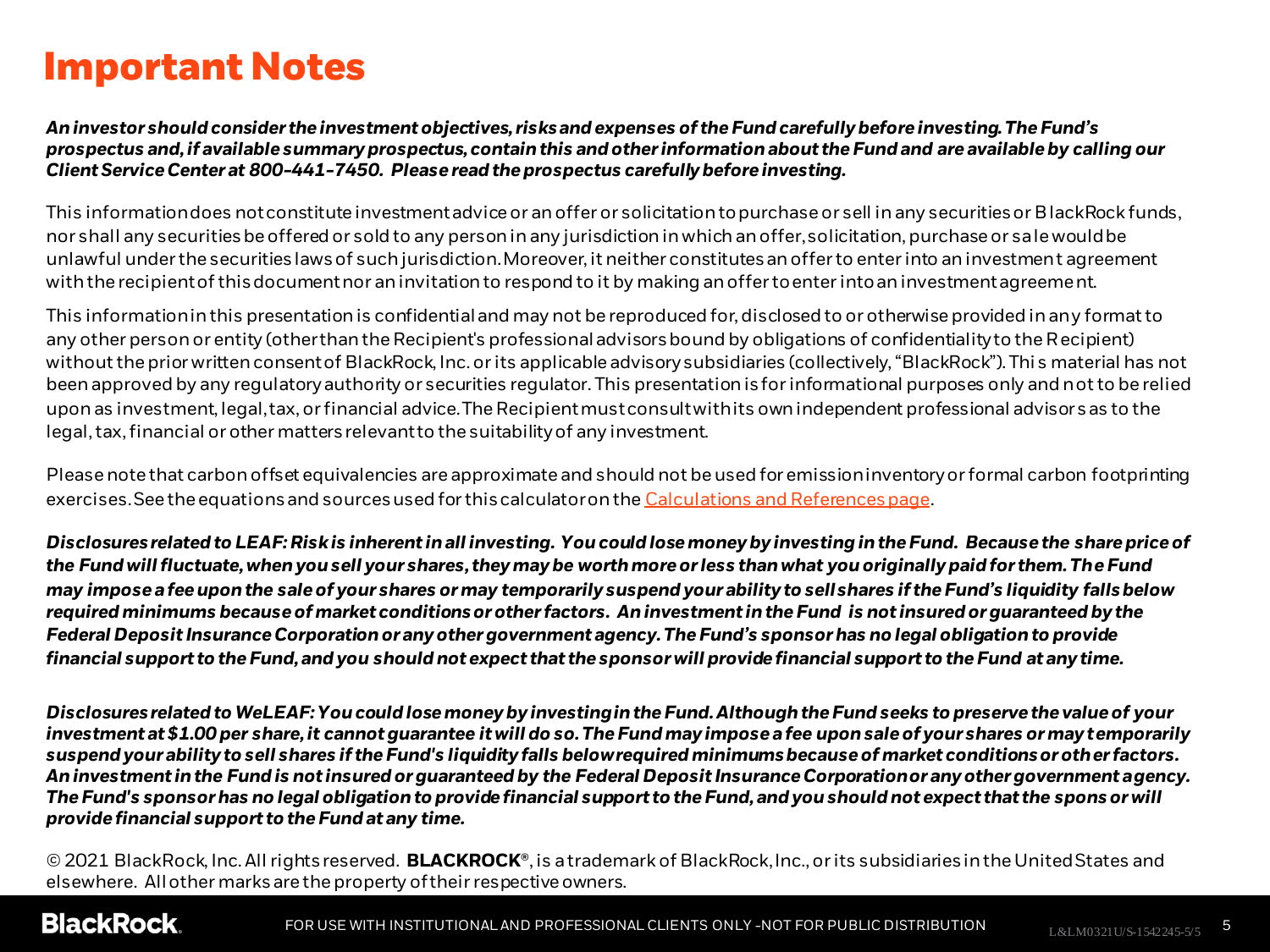# Important Notes

***An investor should consider the investment objectives, risks and expenses of the Fund carefully before investing. The Fund's prospectus and, if available summary prospectus, contain this and other information about the Fund and are available by calling our Client Service Center at 800-441-7450. Please read the prospectus carefully before investing.***

This information does not constitute investment advice or an offer or solicitation to purchase or sell in any securities or BlackRock funds, nor shall any securities be offered or sold to any person in any jurisdiction in which an offer, solicitation, purchase or sale would be unlawful under the securities laws of such jurisdiction. Moreover, it neither constitutes an offer to enter into an investment agreement with the recipient of this document nor an invitation to respond to it by making an offer to enter into an investment agreement.

This information in this presentation is confidential and may not be reproduced for, disclosed to or otherwise provided in any format to any other person or entity (other than the Recipient's professional advisors bound by obligations of confidentiality to the Recipient) without the prior written consent of BlackRock, Inc. or its applicable advisory subsidiaries (collectively, "BlackRock"). This material has not been approved by any regulatory authority or securities regulator. This presentation is for informational purposes only and not to be relied upon as investment, legal, tax, or financial advice. The Recipient must consult with its own independent professional advisors as to the legal, tax, financial or other matters relevant to the suitability of any investment.

Please note that carbon offset equivalencies are approximate and should not be used for emission inventory or formal carbon footprinting exercises. See the equations and sources used for this calculator on the Calculations and References page.

***Disclosures related to LEAF: Risk is inherent in all investing. You could lose money by investing in the Fund. Because the share price of the Fund will fluctuate, when you sell your shares, they may be worth more or less than what you originally paid for them. The Fund may impose a fee upon the sale of your shares or may temporarily suspend your ability to sell shares if the Fund's liquidity falls below required minimums because of market conditions or other factors. An investment in the Fund is not insured or guaranteed by the Federal Deposit Insurance Corporation or any other government agency. The Fund's sponsor has no legal obligation to provide financial support to the Fund, and you should not expect that the sponsor will provide financial support to the Fund at any time.***

***Disclosures related to WeLEAF: You could lose money by investing in the Fund. Although the Fund seeks to preserve the value of your investment at $1.00 per share, it cannot guarantee it will do so. The Fund may impose a fee upon sale of your shares or may temporarily suspend your ability to sell shares if the Fund's liquidity falls below required minimums because of market conditions or other factors. An investment in the Fund is not insured or guaranteed by the Federal Deposit Insurance Corporation or any other government agency. The Fund's sponsor has no legal obligation to provide financial support to the Fund, and you should not expect that the sponsor will provide financial support to the Fund at any time.***

© 2021 BlackRock, Inc. All rights reserved. **BLACKROCK®**, is a trademark of BlackRock, Inc., or its subsidiaries in the United States and elsewhere. All other marks are the property of their respective owners.

FOR USE WITH INSTITUTIONAL AND PROFESSIONAL CLIENTS ONLY - NOT FOR PUBLIC DISTRIBUTION

L&LM0321U/S-1542245-5/5